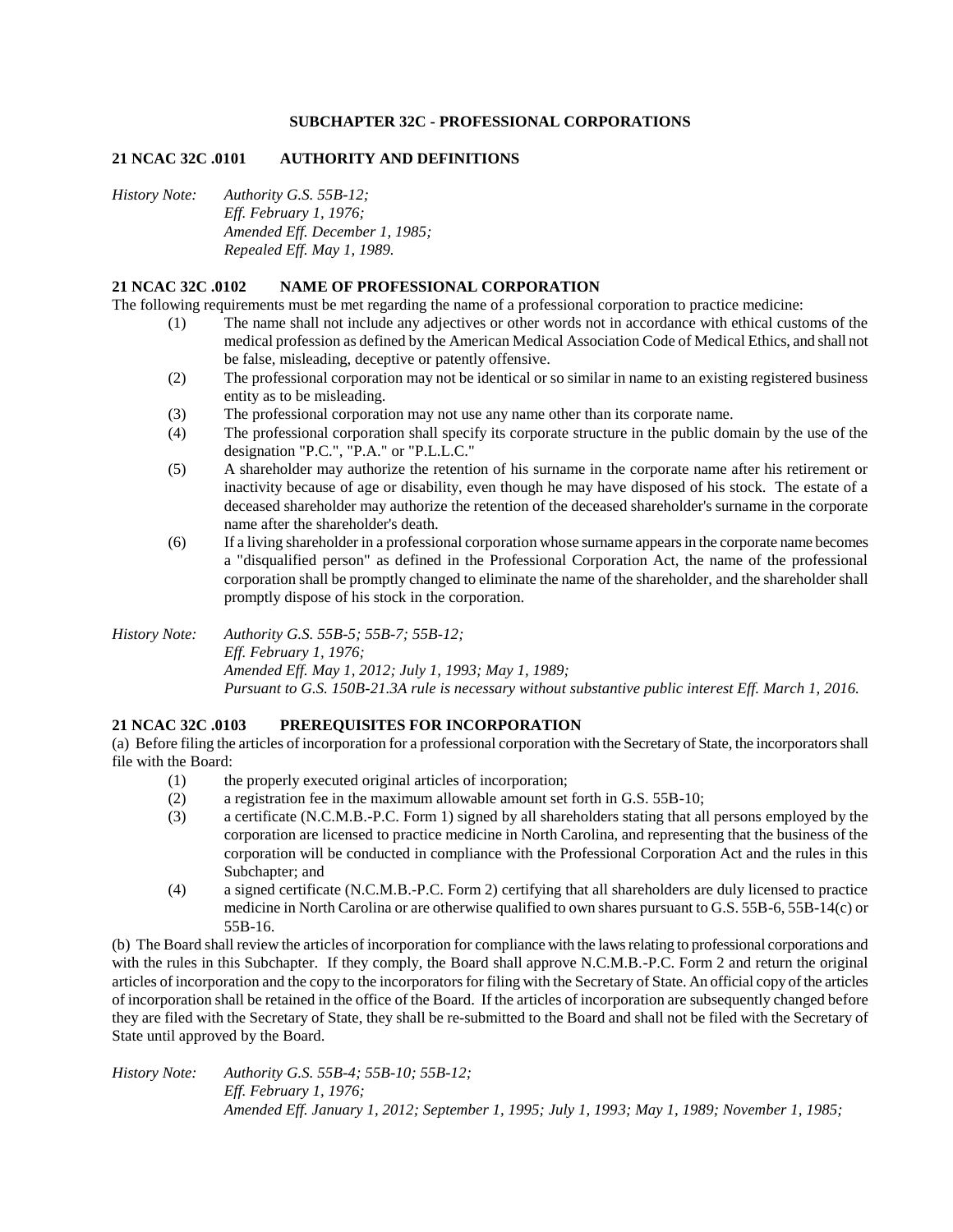## SUBCHAPTER 32C - PROFESSIONAL CORPORATIONS

### 21 NCAC 32C .0101 AUTHORITY AND DEFINITIONS

*History Note: Authority G.S. 55B-12;*
*Eff. February 1, 1976;*
*Amended Eff. December 1, 1985;*
*Repealed Eff. May 1, 1989.*

### 21 NCAC 32C .0102 NAME OF PROFESSIONAL CORPORATION

The following requirements must be met regarding the name of a professional corporation to practice medicine:

(1) The name shall not include any adjectives or other words not in accordance with ethical customs of the medical profession as defined by the American Medical Association Code of Medical Ethics, and shall not be false, misleading, deceptive or patently offensive.

(2) The professional corporation may not be identical or so similar in name to an existing registered business entity as to be misleading.

(3) The professional corporation may not use any name other than its corporate name.

(4) The professional corporation shall specify its corporate structure in the public domain by the use of the designation "P.C.", "P.A." or "P.L.L.C."

(5) A shareholder may authorize the retention of his surname in the corporate name after his retirement or inactivity because of age or disability, even though he may have disposed of his stock. The estate of a deceased shareholder may authorize the retention of the deceased shareholder's surname in the corporate name after the shareholder's death.

(6) If a living shareholder in a professional corporation whose surname appears in the corporate name becomes a "disqualified person" as defined in the Professional Corporation Act, the name of the professional corporation shall be promptly changed to eliminate the name of the shareholder, and the shareholder shall promptly dispose of his stock in the corporation.

*History Note: Authority G.S. 55B-5; 55B-7; 55B-12;*
*Eff. February 1, 1976;*
*Amended Eff. May 1, 2012; July 1, 1993; May 1, 1989;*
*Pursuant to G.S. 150B-21.3A rule is necessary without substantive public interest Eff. March 1, 2016.*

### 21 NCAC 32C .0103 PREREQUISITES FOR INCORPORATION

(a) Before filing the articles of incorporation for a professional corporation with the Secretary of State, the incorporators shall file with the Board:

(1) the properly executed original articles of incorporation;

(2) a registration fee in the maximum allowable amount set forth in G.S. 55B-10;

(3) a certificate (N.C.M.B.-P.C. Form 1) signed by all shareholders stating that all persons employed by the corporation are licensed to practice medicine in North Carolina, and representing that the business of the corporation will be conducted in compliance with the Professional Corporation Act and the rules in this Subchapter; and

(4) a signed certificate (N.C.M.B.-P.C. Form 2) certifying that all shareholders are duly licensed to practice medicine in North Carolina or are otherwise qualified to own shares pursuant to G.S. 55B-6, 55B-14(c) or 55B-16.

(b) The Board shall review the articles of incorporation for compliance with the laws relating to professional corporations and with the rules in this Subchapter. If they comply, the Board shall approve N.C.M.B.-P.C. Form 2 and return the original articles of incorporation and the copy to the incorporators for filing with the Secretary of State. An official copy of the articles of incorporation shall be retained in the office of the Board. If the articles of incorporation are subsequently changed before they are filed with the Secretary of State, they shall be re-submitted to the Board and shall not be filed with the Secretary of State until approved by the Board.

*History Note: Authority G.S. 55B-4; 55B-10; 55B-12;*
*Eff. February 1, 1976;*
*Amended Eff. January 1, 2012; September 1, 1995; July 1, 1993; May 1, 1989; November 1, 1985;*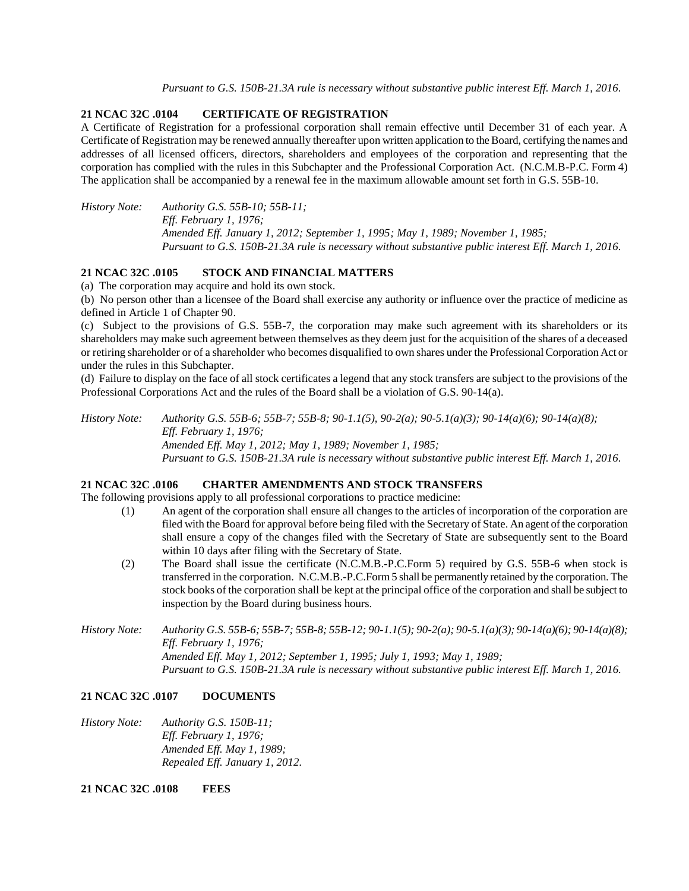*Pursuant to G.S. 150B-21.3A rule is necessary without substantive public interest Eff. March 1, 2016.*

**21 NCAC 32C .0104 CERTIFICATE OF REGISTRATION**

A Certificate of Registration for a professional corporation shall remain effective until December 31 of each year. A Certificate of Registration may be renewed annually thereafter upon written application to the Board, certifying the names and addresses of all licensed officers, directors, shareholders and employees of the corporation and representing that the corporation has complied with the rules in this Subchapter and the Professional Corporation Act. (N.C.M.B-P.C. Form 4) The application shall be accompanied by a renewal fee in the maximum allowable amount set forth in G.S. 55B-10.

*History Note: Authority G.S. 55B-10; 55B-11;*
*Eff. February 1, 1976;*
*Amended Eff. January 1, 2012; September 1, 1995; May 1, 1989; November 1, 1985;*
*Pursuant to G.S. 150B-21.3A rule is necessary without substantive public interest Eff. March 1, 2016.*

**21 NCAC 32C .0105 STOCK AND FINANCIAL MATTERS**

(a) The corporation may acquire and hold its own stock.

(b) No person other than a licensee of the Board shall exercise any authority or influence over the practice of medicine as defined in Article 1 of Chapter 90.

(c) Subject to the provisions of G.S. 55B-7, the corporation may make such agreement with its shareholders or its shareholders may make such agreement between themselves as they deem just for the acquisition of the shares of a deceased or retiring shareholder or of a shareholder who becomes disqualified to own shares under the Professional Corporation Act or under the rules in this Subchapter.

(d) Failure to display on the face of all stock certificates a legend that any stock transfers are subject to the provisions of the Professional Corporations Act and the rules of the Board shall be a violation of G.S. 90-14(a).

*History Note: Authority G.S. 55B-6; 55B-7; 55B-8; 90-1.1(5), 90-2(a); 90-5.1(a)(3); 90-14(a)(6); 90-14(a)(8);*
*Eff. February 1, 1976;*
*Amended Eff. May 1, 2012; May 1, 1989; November 1, 1985;*
*Pursuant to G.S. 150B-21.3A rule is necessary without substantive public interest Eff. March 1, 2016.*

**21 NCAC 32C .0106 CHARTER AMENDMENTS AND STOCK TRANSFERS**

The following provisions apply to all professional corporations to practice medicine:

(1) An agent of the corporation shall ensure all changes to the articles of incorporation of the corporation are filed with the Board for approval before being filed with the Secretary of State. An agent of the corporation shall ensure a copy of the changes filed with the Secretary of State are subsequently sent to the Board within 10 days after filing with the Secretary of State.

(2) The Board shall issue the certificate (N.C.M.B.-P.C.Form 5) required by G.S. 55B-6 when stock is transferred in the corporation. N.C.M.B.-P.C.Form 5 shall be permanently retained by the corporation. The stock books of the corporation shall be kept at the principal office of the corporation and shall be subject to inspection by the Board during business hours.

*History Note: Authority G.S. 55B-6; 55B-7; 55B-8; 55B-12; 90-1.1(5); 90-2(a); 90-5.1(a)(3); 90-14(a)(6); 90-14(a)(8);*
*Eff. February 1, 1976;*
*Amended Eff. May 1, 2012; September 1, 1995; July 1, 1993; May 1, 1989;*
*Pursuant to G.S. 150B-21.3A rule is necessary without substantive public interest Eff. March 1, 2016.*

**21 NCAC 32C .0107 DOCUMENTS**

*History Note: Authority G.S. 150B-11;*
*Eff. February 1, 1976;*
*Amended Eff. May 1, 1989;*
*Repealed Eff. January 1, 2012.*

**21 NCAC 32C .0108 FEES**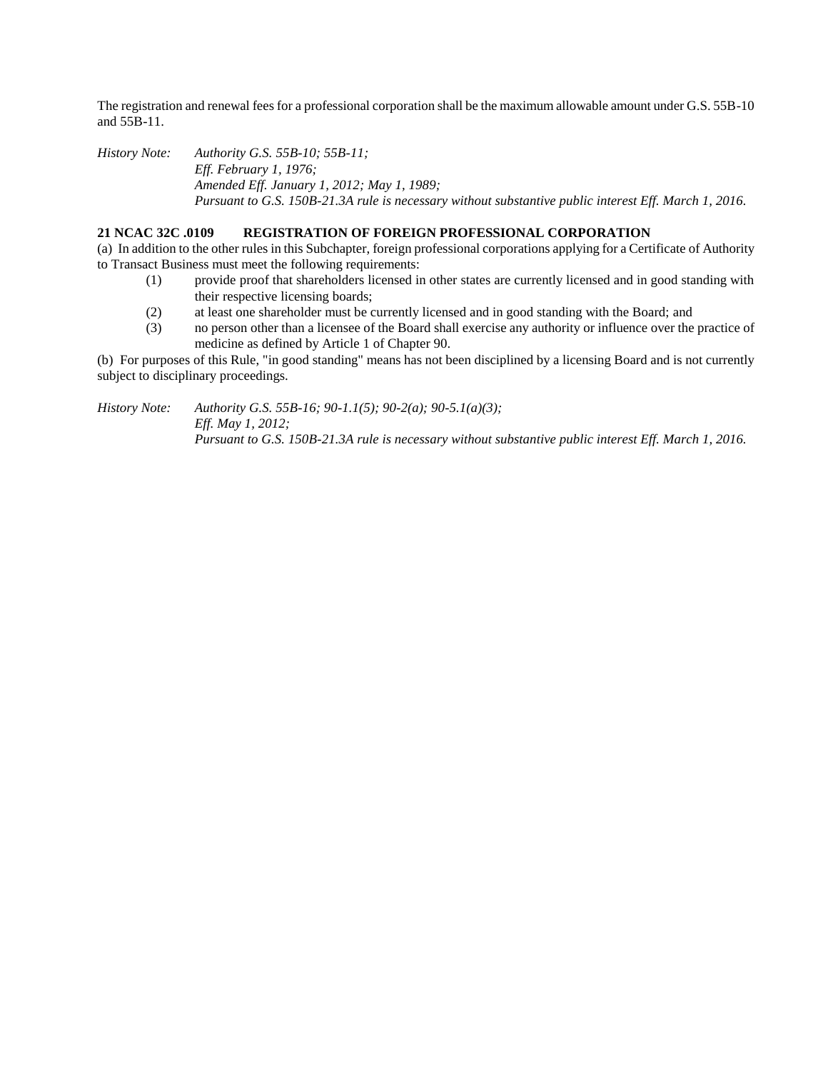The registration and renewal fees for a professional corporation shall be the maximum allowable amount under G.S. 55B-10 and 55B-11.

*History Note: Authority G.S. 55B-10; 55B-11;*
*Eff. February 1, 1976;*
*Amended Eff. January 1, 2012; May 1, 1989;*
*Pursuant to G.S. 150B-21.3A rule is necessary without substantive public interest Eff. March 1, 2016.*

**21 NCAC 32C .0109 REGISTRATION OF FOREIGN PROFESSIONAL CORPORATION**

(a) In addition to the other rules in this Subchapter, foreign professional corporations applying for a Certificate of Authority to Transact Business must meet the following requirements:

(1) provide proof that shareholders licensed in other states are currently licensed and in good standing with their respective licensing boards;

(2) at least one shareholder must be currently licensed and in good standing with the Board; and

(3) no person other than a licensee of the Board shall exercise any authority or influence over the practice of medicine as defined by Article 1 of Chapter 90.

(b) For purposes of this Rule, "in good standing" means has not been disciplined by a licensing Board and is not currently subject to disciplinary proceedings.

*History Note: Authority G.S. 55B-16; 90-1.1(5); 90-2(a); 90-5.1(a)(3);*
*Eff. May 1, 2012;*
*Pursuant to G.S. 150B-21.3A rule is necessary without substantive public interest Eff. March 1, 2016.*